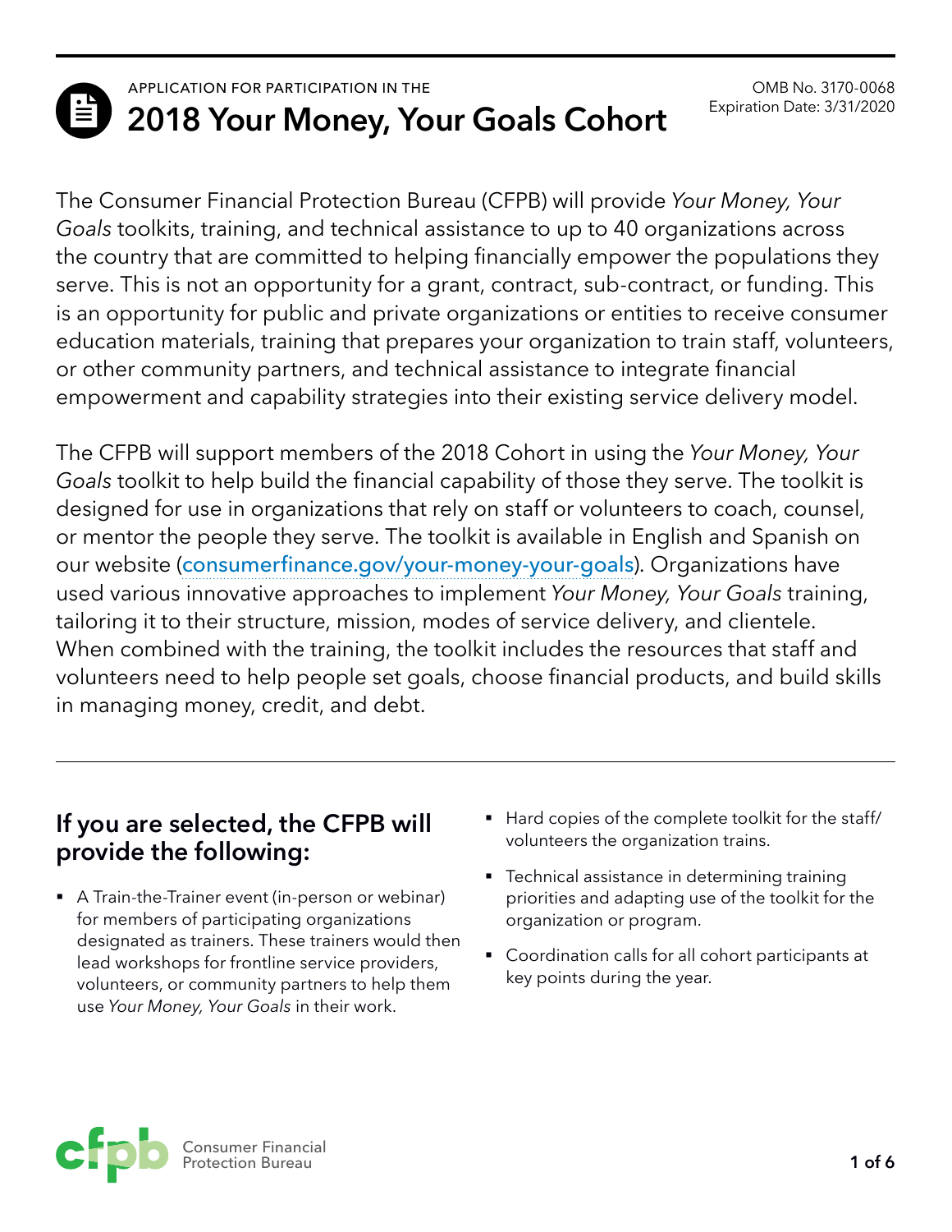APPLICATION FOR PARTICIPATION IN THE

# 2018 Your Money, Your Goals Cohort

OMB No. 3170-0068
Expiration Date: 3/31/2020

The Consumer Financial Protection Bureau (CFPB) will provide *Your Money, Your Goals* toolkits, training, and technical assistance to up to 40 organizations across the country that are committed to helping financially empower the populations they serve. This is not an opportunity for a grant, contract, sub-contract, or funding. This is an opportunity for public and private organizations or entities to receive consumer education materials, training that prepares your organization to train staff, volunteers, or other community partners, and technical assistance to integrate financial empowerment and capability strategies into their existing service delivery model.

The CFPB will support members of the 2018 Cohort in using the *Your Money, Your Goals* toolkit to help build the financial capability of those they serve. The toolkit is designed for use in organizations that rely on staff or volunteers to coach, counsel, or mentor the people they serve. The toolkit is available in English and Spanish on our website (consumerfinance.gov/your-money-your-goals). Organizations have used various innovative approaches to implement *Your Money, Your Goals* training, tailoring it to their structure, mission, modes of service delivery, and clientele. When combined with the training, the toolkit includes the resources that staff and volunteers need to help people set goals, choose financial products, and build skills in managing money, credit, and debt.

---

## If you are selected, the CFPB will provide the following:

- A Train-the-Trainer event (in-person or webinar) for members of participating organizations designated as trainers. These trainers would then lead workshops for frontline service providers, volunteers, or community partners to help them use *Your Money, Your Goals* in their work.
- Hard copies of the complete toolkit for the staff/volunteers the organization trains.
- Technical assistance in determining training priorities and adapting use of the toolkit for the organization or program.
- Coordination calls for all cohort participants at key points during the year.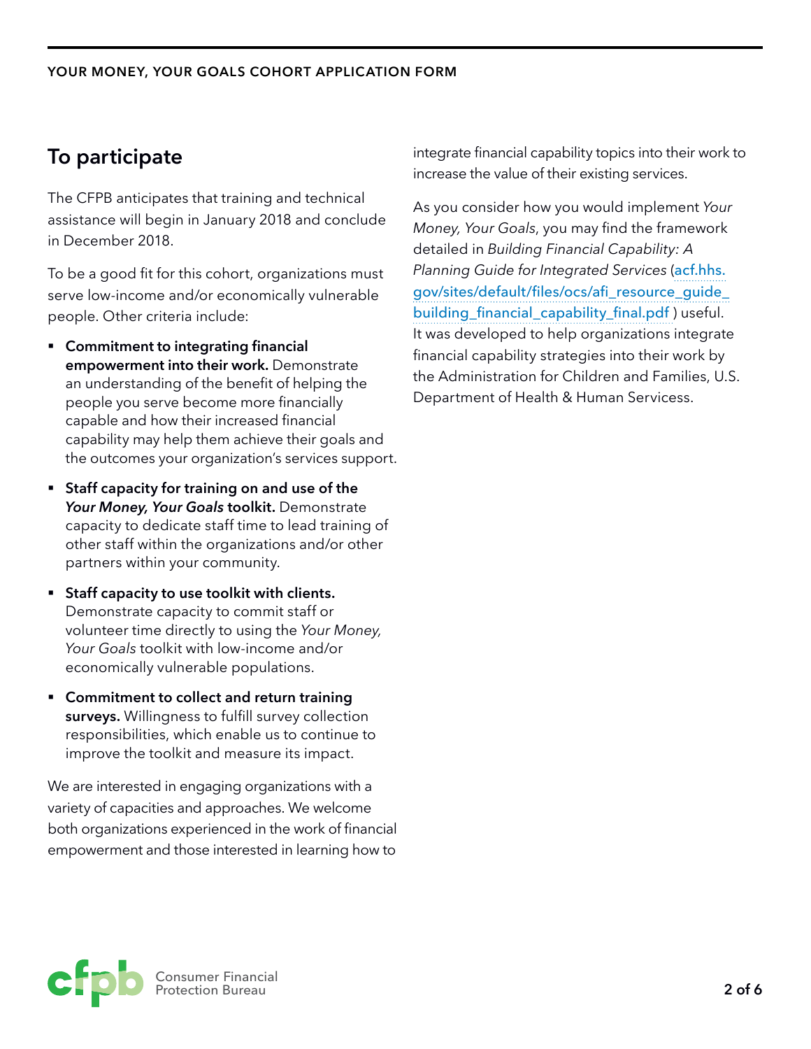## To participate

The CFPB anticipates that training and technical assistance will begin in January 2018 and conclude in December 2018.

To be a good fit for this cohort, organizations must serve low-income and/or economically vulnerable people. Other criteria include:

- **Commitment to integrating financial empowerment into their work.** Demonstrate an understanding of the benefit of helping the people you serve become more financially capable and how their increased financial capability may help them achieve their goals and the outcomes your organization's services support.
- **Staff capacity for training on and use of the *Your Money, Your Goals* toolkit.** Demonstrate capacity to dedicate staff time to lead training of other staff within the organizations and/or other partners within your community.
- **Staff capacity to use toolkit with clients.** Demonstrate capacity to commit staff or volunteer time directly to using the *Your Money, Your Goals* toolkit with low-income and/or economically vulnerable populations.
- **Commitment to collect and return training surveys.** Willingness to fulfill survey collection responsibilities, which enable us to continue to improve the toolkit and measure its impact.

We are interested in engaging organizations with a variety of capacities and approaches. We welcome both organizations experienced in the work of financial empowerment and those interested in learning how to integrate financial capability topics into their work to increase the value of their existing services.

As you consider how you would implement *Your Money, Your Goals*, you may find the framework detailed in *Building Financial Capability: A Planning Guide for Integrated Services* (acf.hhs.gov/sites/default/files/ocs/afi_resource_guide_building_financial_capability_final.pdf ) useful. It was developed to help organizations integrate financial capability strategies into their work by the Administration for Children and Families, U.S. Department of Health & Human Servicess.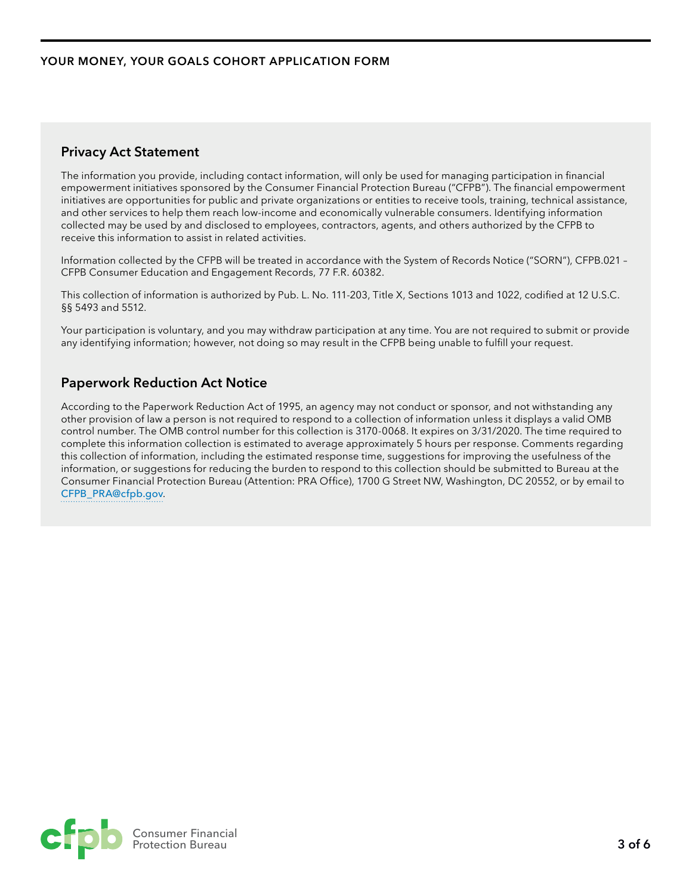## Privacy Act Statement

The information you provide, including contact information, will only be used for managing participation in financial empowerment initiatives sponsored by the Consumer Financial Protection Bureau ("CFPB"). The financial empowerment initiatives are opportunities for public and private organizations or entities to receive tools, training, technical assistance, and other services to help them reach low-income and economically vulnerable consumers. Identifying information collected may be used by and disclosed to employees, contractors, agents, and others authorized by the CFPB to receive this information to assist in related activities.

Information collected by the CFPB will be treated in accordance with the System of Records Notice ("SORN"), CFPB.021 – CFPB Consumer Education and Engagement Records, 77 F.R. 60382.

This collection of information is authorized by Pub. L. No. 111-203, Title X, Sections 1013 and 1022, codified at 12 U.S.C. §§ 5493 and 5512.

Your participation is voluntary, and you may withdraw participation at any time. You are not required to submit or provide any identifying information; however, not doing so may result in the CFPB being unable to fulfill your request.

## Paperwork Reduction Act Notice

According to the Paperwork Reduction Act of 1995, an agency may not conduct or sponsor, and not withstanding any other provision of law a person is not required to respond to a collection of information unless it displays a valid OMB control number. The OMB control number for this collection is 3170-0068. It expires on 3/31/2020. The time required to complete this information collection is estimated to average approximately 5 hours per response. Comments regarding this collection of information, including the estimated response time, suggestions for improving the usefulness of the information, or suggestions for reducing the burden to respond to this collection should be submitted to Bureau at the Consumer Financial Protection Bureau (Attention: PRA Office), 1700 G Street NW, Washington, DC 20552, or by email to CFPB_PRA@cfpb.gov.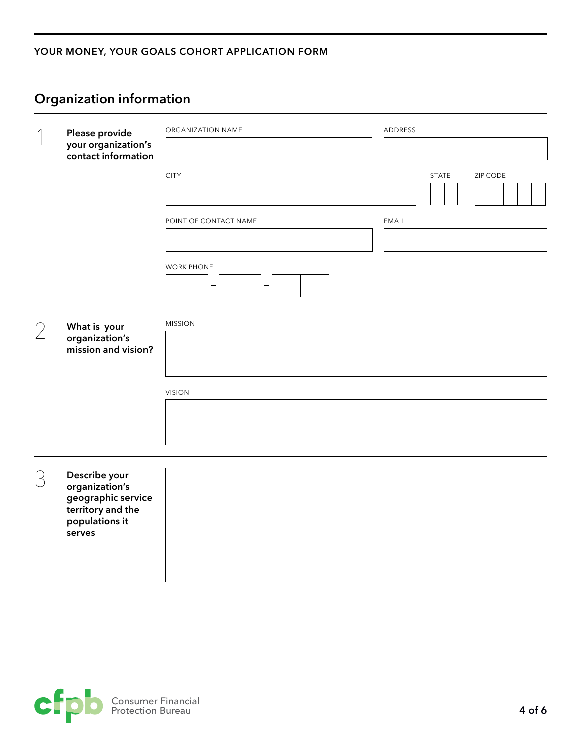## Organization information

**1. Please provide your organization's contact information**

ORGANIZATION NAME

ADDRESS

CITY

STATE

ZIP CODE

POINT OF CONTACT NAME

EMAIL

WORK PHONE

**2. What is your organization's mission and vision?**

MISSION

VISION

**3. Describe your organization's geographic service territory and the populations it serves**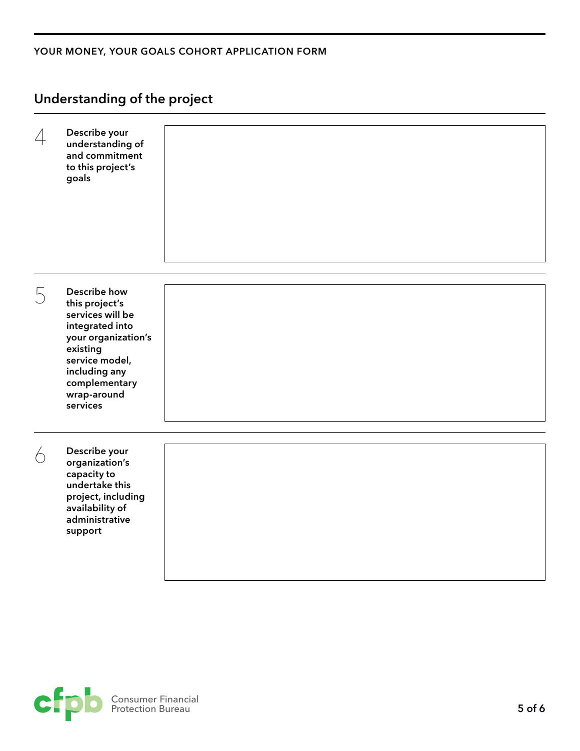## Understanding of the project

| | | |
|---|---|---|
| 4 | **Describe your understanding of and commitment to this project's goals** | |
| 5 | **Describe how this project's services will be integrated into your organization's existing service model, including any complementary wrap-around services** | |
| 6 | **Describe your organization's capacity to undertake this project, including availability of administrative support** | |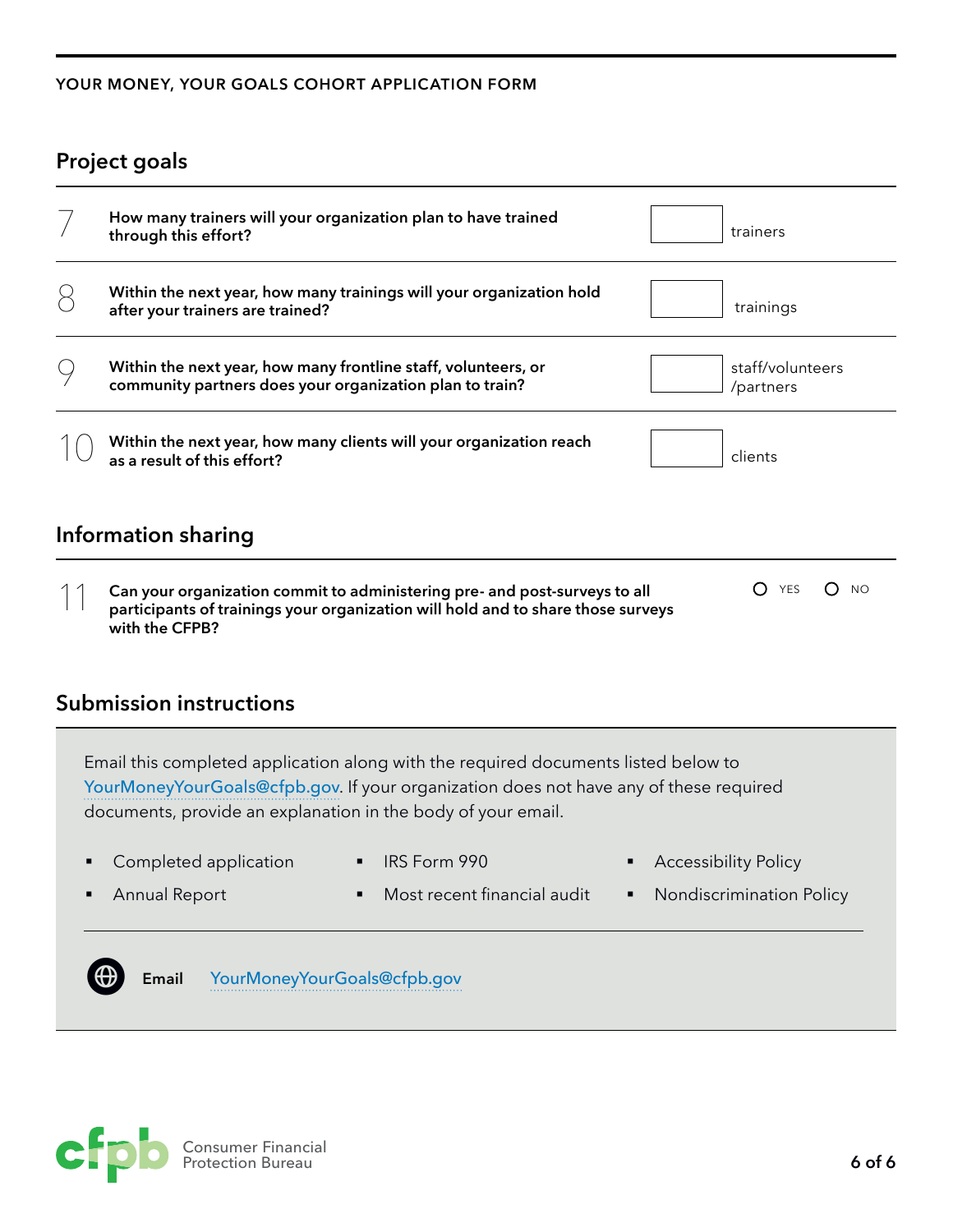YOUR MONEY, YOUR GOALS COHORT APPLICATION FORM

## Project goals

| | | | |
|---|---|---|---|
| 7 | **How many trainers will your organization plan to have trained through this effort?** | | trainers |
| 8 | **Within the next year, how many trainings will your organization hold after your trainers are trained?** | | trainings |
| 9 | **Within the next year, how many frontline staff, volunteers, or community partners does your organization plan to train?** | | staff/volunteers/partners |
| 10 | **Within the next year, how many clients will your organization reach as a result of this effort?** | | clients |

## Information sharing

11 **Can your organization commit to administering pre- and post-surveys to all participants of trainings your organization will hold and to share those surveys with the CFPB?**

○ YES ○ NO

## Submission instructions

Email this completed application along with the required documents listed below to YourMoneyYourGoals@cfpb.gov. If your organization does not have any of these required documents, provide an explanation in the body of your email.

- Completed application
- Annual Report
- IRS Form 990
- Most recent financial audit
- Accessibility Policy
- Nondiscrimination Policy

**Email** YourMoneyYourGoals@cfpb.gov

cfpb Consumer Financial Protection Bureau